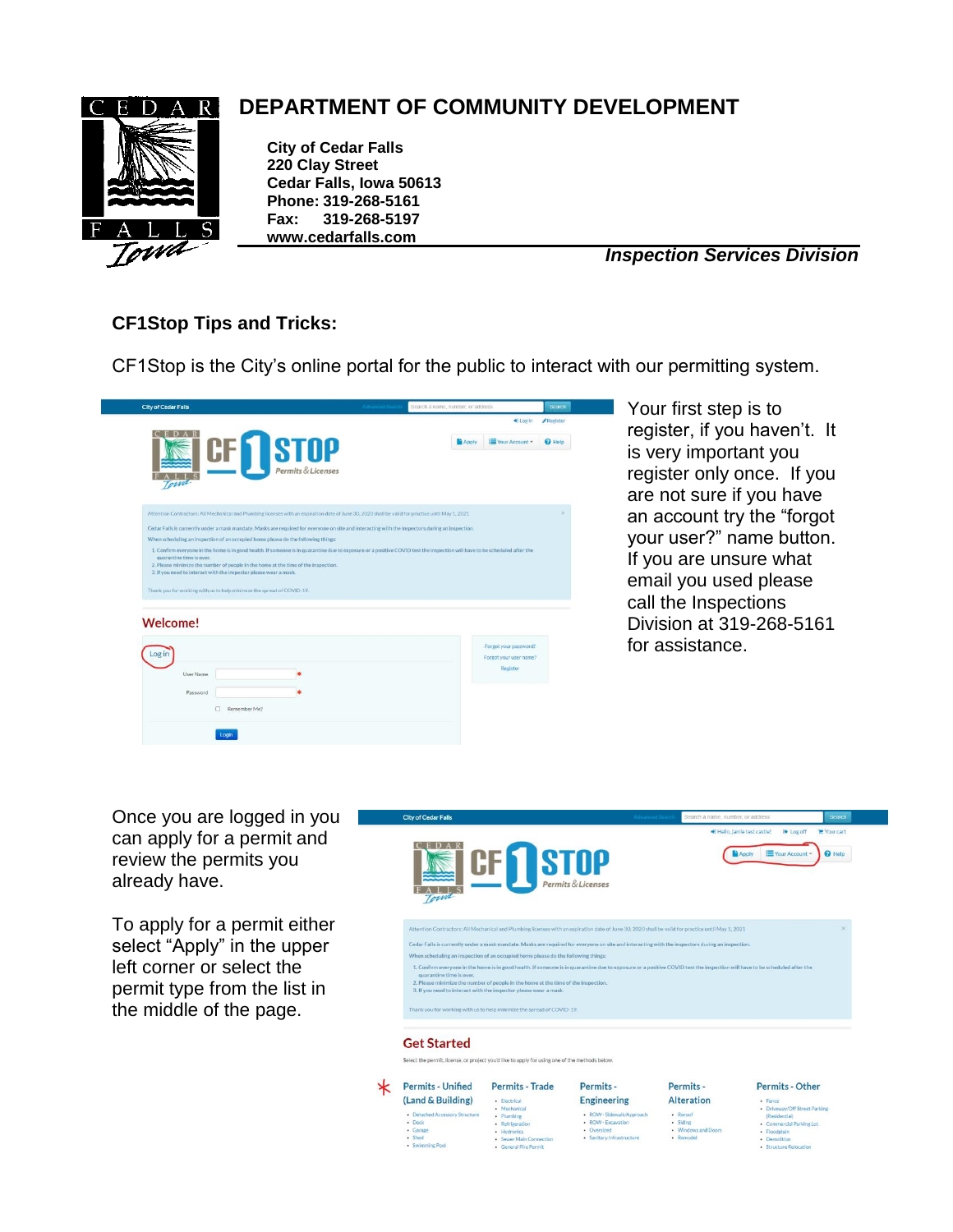# DEPARTMENT OF COMMUNITY DEVELOPMENT

**City of Cedar Falls**
**220 Clay Street**
**Cedar Falls, Iowa 50613**
**Phone: 319-268-5161**
**Fax: 319-268-5197**
**www.cedarfalls.com**

***Inspection Services Division***

### CF1Stop Tips and Tricks:

CF1Stop is the City's online portal for the public to interact with our permitting system.

Your first step is to register, if you haven't. It is very important you register only once. If you are not sure if you have an account try the "forgot your user?" name button. If you are unsure what email you used please call the Inspections Division at 319-268-5161 for assistance.

Once you are logged in you can apply for a permit and review the permits you already have.

To apply for a permit either select "Apply" in the upper left corner or select the permit type from the list in the middle of the page.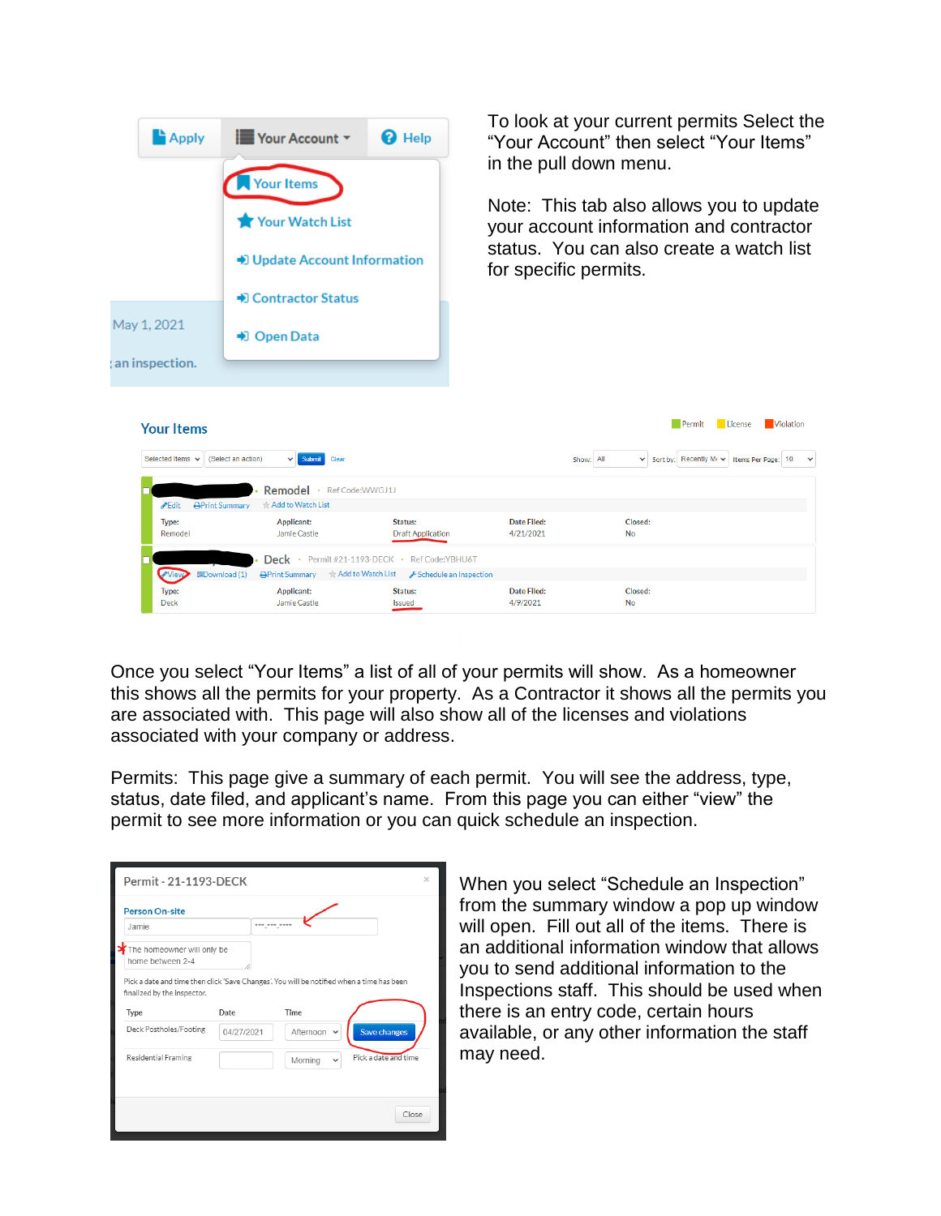To look at your current permits Select the "Your Account" then select "Your Items" in the pull down menu.

Note: This tab also allows you to update your account information and contractor status. You can also create a watch list for specific permits.

Once you select "Your Items" a list of all of your permits will show. As a homeowner this shows all the permits for your property. As a Contractor it shows all the permits you are associated with. This page will also show all of the licenses and violations associated with your company or address.

Permits: This page give a summary of each permit. You will see the address, type, status, date filed, and applicant's name. From this page you can either "view" the permit to see more information or you can quick schedule an inspection.

When you select "Schedule an Inspection" from the summary window a pop up window will open. Fill out all of the items. There is an additional information window that allows you to send additional information to the Inspections staff. This should be used when there is an entry code, certain hours available, or any other information the staff may need.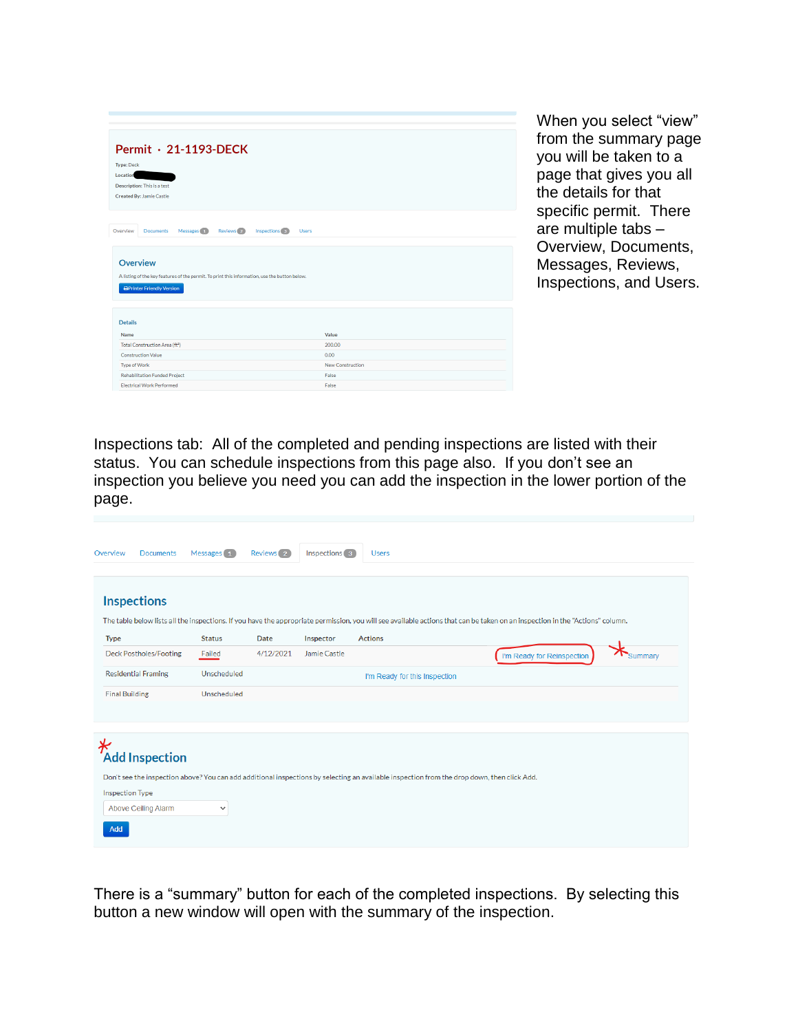Permit · 21-1193-DECK

Type: Deck
Location:
Description: This is a test
Created By: Jamie Castle

Overview | Documents | Messages 1 | Reviews 2 | Inspections 3 | Users

Overview

A listing of the key features of the permit. To print this information, use the button below.

Printer Friendly Version

Details

| Name | Value |
| --- | --- |
| Total Construction Area (ft²) | 200.00 |
| Construction Value | 0.00 |
| Type of Work | New Construction |
| Rehabilitation Funded Project | False |
| Electrical Work Performed | False |

When you select "view" from the summary page you will be taken to a page that gives you all the details for that specific permit. There are multiple tabs – Overview, Documents, Messages, Reviews, Inspections, and Users.

Inspections tab: All of the completed and pending inspections are listed with their status. You can schedule inspections from this page also. If you don't see an inspection you believe you need you can add the inspection in the lower portion of the page.

Overview | Documents | Messages 1 | Reviews 2 | Inspections 3 | Users

## Inspections

The table below lists all the inspections. If you have the appropriate permission, you will see available actions that can be taken on an inspection in the "Actions" column.

| Type | Status | Date | Inspector | Actions |
| --- | --- | --- | --- | --- |
| Deck Postholes/Footing | Failed | 4/12/2021 | Jamie Castle | I'm Ready for Reinspection * Summary |
| Residential Framing | Unscheduled | | | I'm Ready for this Inspection |
| Final Building | Unscheduled | | | |

## * Add Inspection

Don't see the inspection above? You can add additional inspections by selecting an available inspection from the drop down, then click Add.

Inspection Type

Above Ceiling Alarm

Add

There is a "summary" button for each of the completed inspections. By selecting this button a new window will open with the summary of the inspection.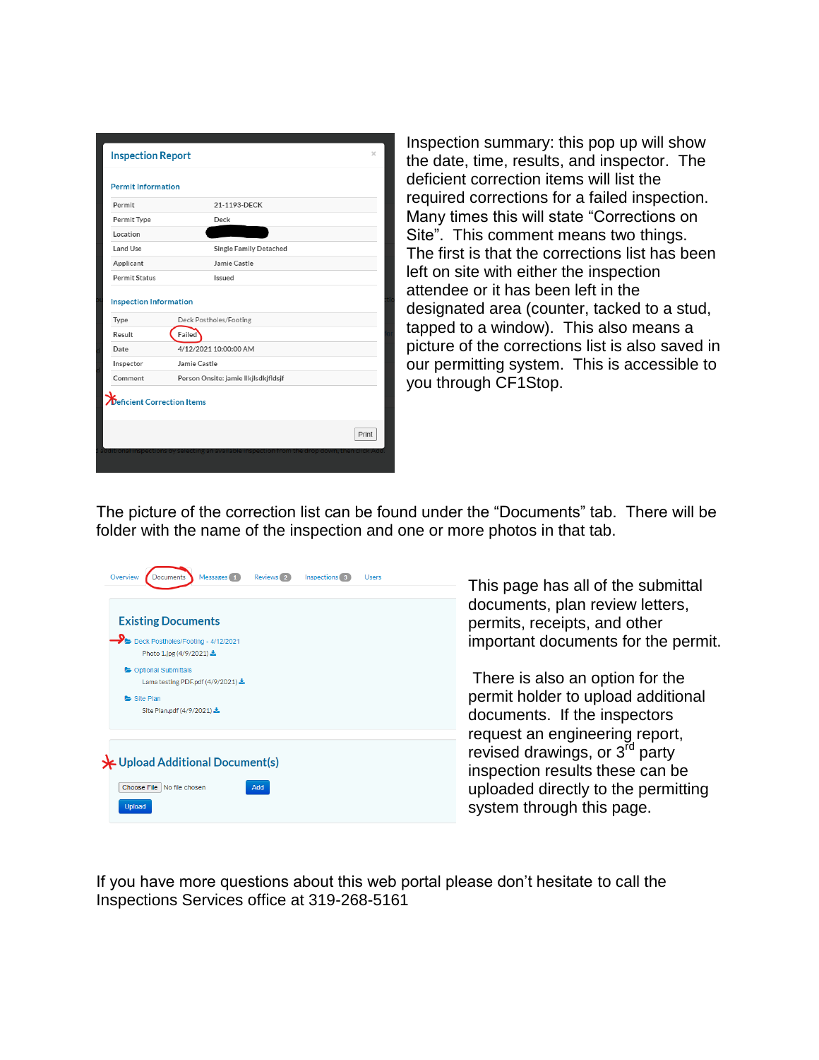**Inspection Report**

**Permit Information**

| | |
|---|---|
| Permit | 21-1193-DECK |
| Permit Type | Deck |
| Location | |
| Land Use | Single Family Detached |
| Applicant | Jamie Castle |
| Permit Status | Issued |

**Inspection Information**

| | |
|---|---|
| Type | Deck Postholes/Footing |
| Result | Failed |
| Date | 4/12/2021 10:00:00 AM |
| Inspector | Jamie Castle |
| Comment | Person Onsite: jamie llkjlsdkjfldsjf |

Deficient Correction Items

Print

Inspection summary: this pop up will show the date, time, results, and inspector. The deficient correction items will list the required corrections for a failed inspection. Many times this will state “Corrections on Site”. This comment means two things. The first is that the corrections list has been left on site with either the inspection attendee or it has been left in the designated area (counter, tacked to a stud, tapped to a window). This also means a picture of the corrections list is also saved in our permitting system. This is accessible to you through CF1Stop.

The picture of the correction list can be found under the “Documents” tab. There will be folder with the name of the inspection and one or more photos in that tab.

Overview | Documents | Messages 1 | Reviews 2 | Inspections 3 | Users

**Existing Documents**

- Deck Postholes/Footing - 4/12/2021
  - Photo 1.jpg (4/9/2021)
- Optional Submittals
  - Lama testing PDF.pdf (4/9/2021)
- Site Plan
  - Site Plan.pdf (4/9/2021)

**Upload Additional Document(s)**

Choose File No file chosen Add

Upload

This page has all of the submittal documents, plan review letters, permits, receipts, and other important documents for the permit.

There is also an option for the permit holder to upload additional documents. If the inspectors request an engineering report, revised drawings, or 3rd party inspection results these can be uploaded directly to the permitting system through this page.

If you have more questions about this web portal please don’t hesitate to call the Inspections Services office at 319-268-5161